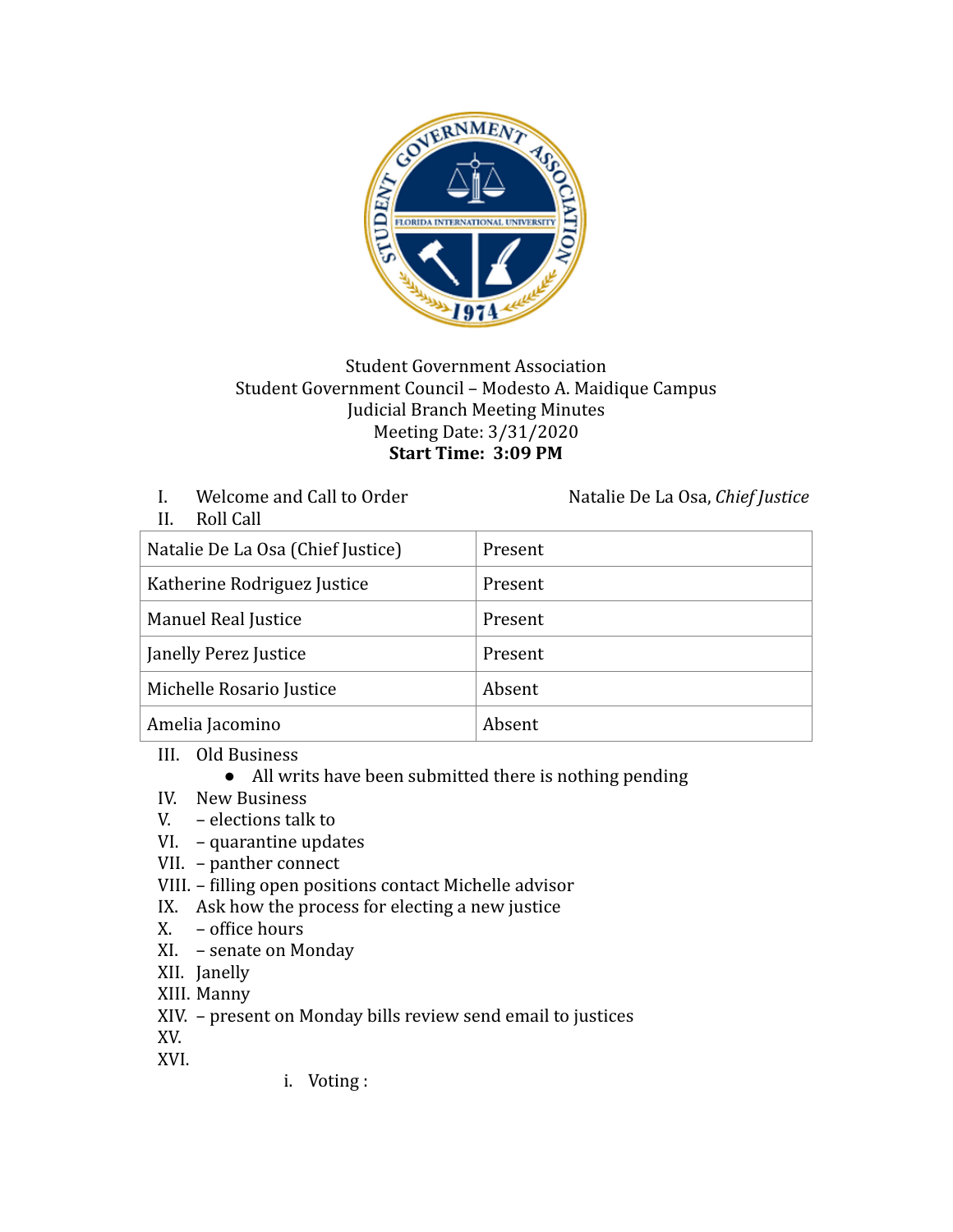Student Government Association
Student Government Council – Modesto A. Maidique Campus
Judicial Branch Meeting Minutes
Meeting Date: 3/31/2020
**Start Time: 3:09 PM**

I. Welcome and Call to Order — Natalie De La Osa, *Chief Justice*

II. Roll Call

| | |
|---|---|
| Natalie De La Osa (Chief Justice) | Present |
| Katherine Rodriguez Justice | Present |
| Manuel Real Justice | Present |
| Janelly Perez Justice | Present |
| Michelle Rosario Justice | Absent |
| Amelia Jacomino | Absent |

III. Old Business
- All writs have been submitted there is nothing pending

IV. New Business

V. – elections talk to

VI. – quarantine updates

VII. – panther connect

VIII. – filling open positions contact Michelle advisor

IX. Ask how the process for electing a new justice

X. – office hours

XI. – senate on Monday

XII. Janelly

XIII. Manny

XIV. – present on Monday bills review send email to justices

XV.

XVI.

i. Voting :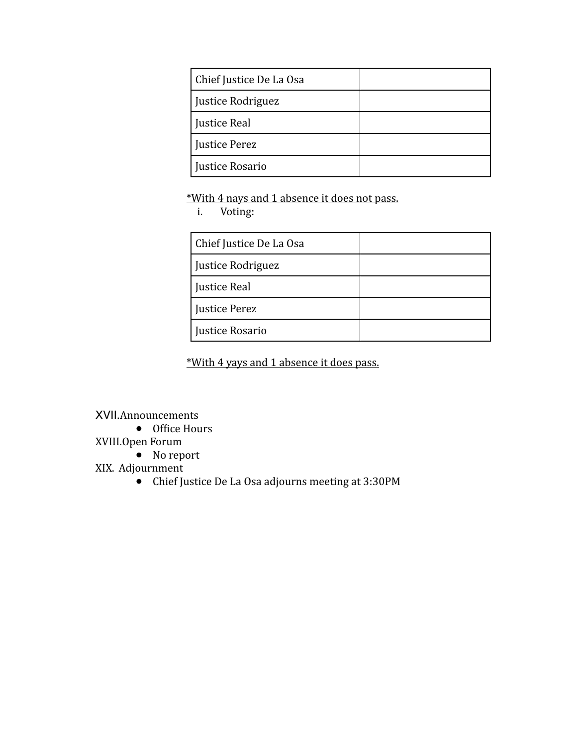| | |
|---|---|
| Chief Justice De La Osa | |
| Justice Rodriguez | |
| Justice Real | |
| Justice Perez | |
| Justice Rosario | |

*With 4 nays and 1 absence it does not pass.*

i. Voting:

| | |
|---|---|
| Chief Justice De La Osa | |
| Justice Rodriguez | |
| Justice Real | |
| Justice Perez | |
| Justice Rosario | |

*With 4 yays and 1 absence it does pass.*

XVII. Announcements
- Office Hours

XVIII. Open Forum
- No report

XIX. Adjournment
- Chief Justice De La Osa adjourns meeting at 3:30PM